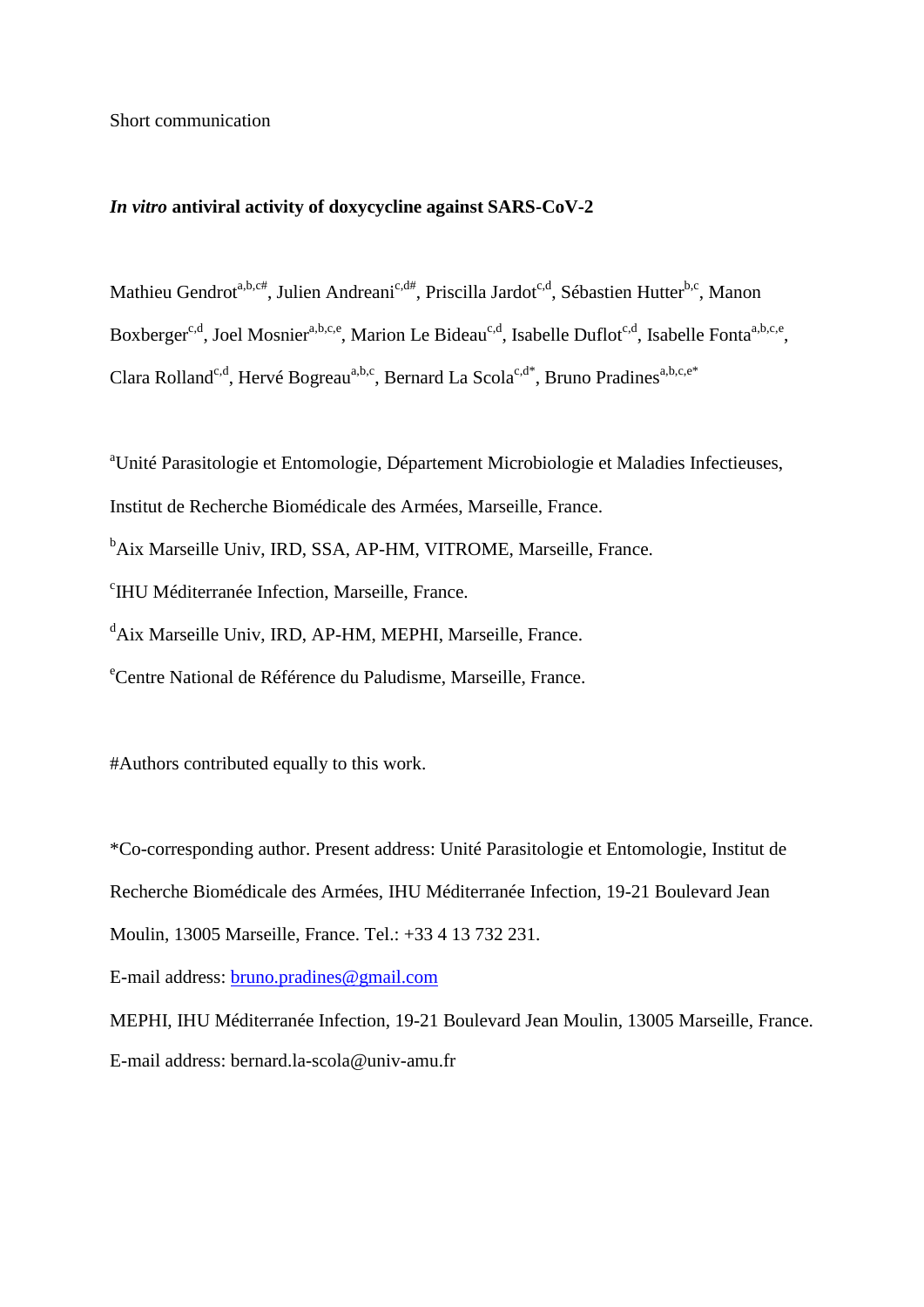Short communication

***In vitro*** **antiviral activity of doxycycline against SARS-CoV-2**

Mathieu Gendrot[a,b,c#], Julien Andreani[c,d#], Priscilla Jardot[c,d], Sébastien Hutter[b,c], Manon Boxberger[c,d], Joel Mosnier[a,b,c,e], Marion Le Bideau[c,d], Isabelle Duflot[c,d], Isabelle Fonta[a,b,c,e], Clara Rolland[c,d], Hervé Bogreau[a,b,c], Bernard La Scola[c,d*], Bruno Pradines[a,b,c,e*]

[a]Unité Parasitologie et Entomologie, Département Microbiologie et Maladies Infectieuses, Institut de Recherche Biomédicale des Armées, Marseille, France.

[b]Aix Marseille Univ, IRD, SSA, AP-HM, VITROME, Marseille, France.

[c]IHU Méditerranée Infection, Marseille, France.

[d]Aix Marseille Univ, IRD, AP-HM, MEPHI, Marseille, France.

[e]Centre National de Référence du Paludisme, Marseille, France.

#Authors contributed equally to this work.

*Co-corresponding author. Present address: Unité Parasitologie et Entomologie, Institut de Recherche Biomédicale des Armées, IHU Méditerranée Infection, 19-21 Boulevard Jean Moulin, 13005 Marseille, France. Tel.: +33 4 13 732 231.

E-mail address: bruno.pradines@gmail.com

MEPHI, IHU Méditerranée Infection, 19-21 Boulevard Jean Moulin, 13005 Marseille, France.

E-mail address: bernard.la-scola@univ-amu.fr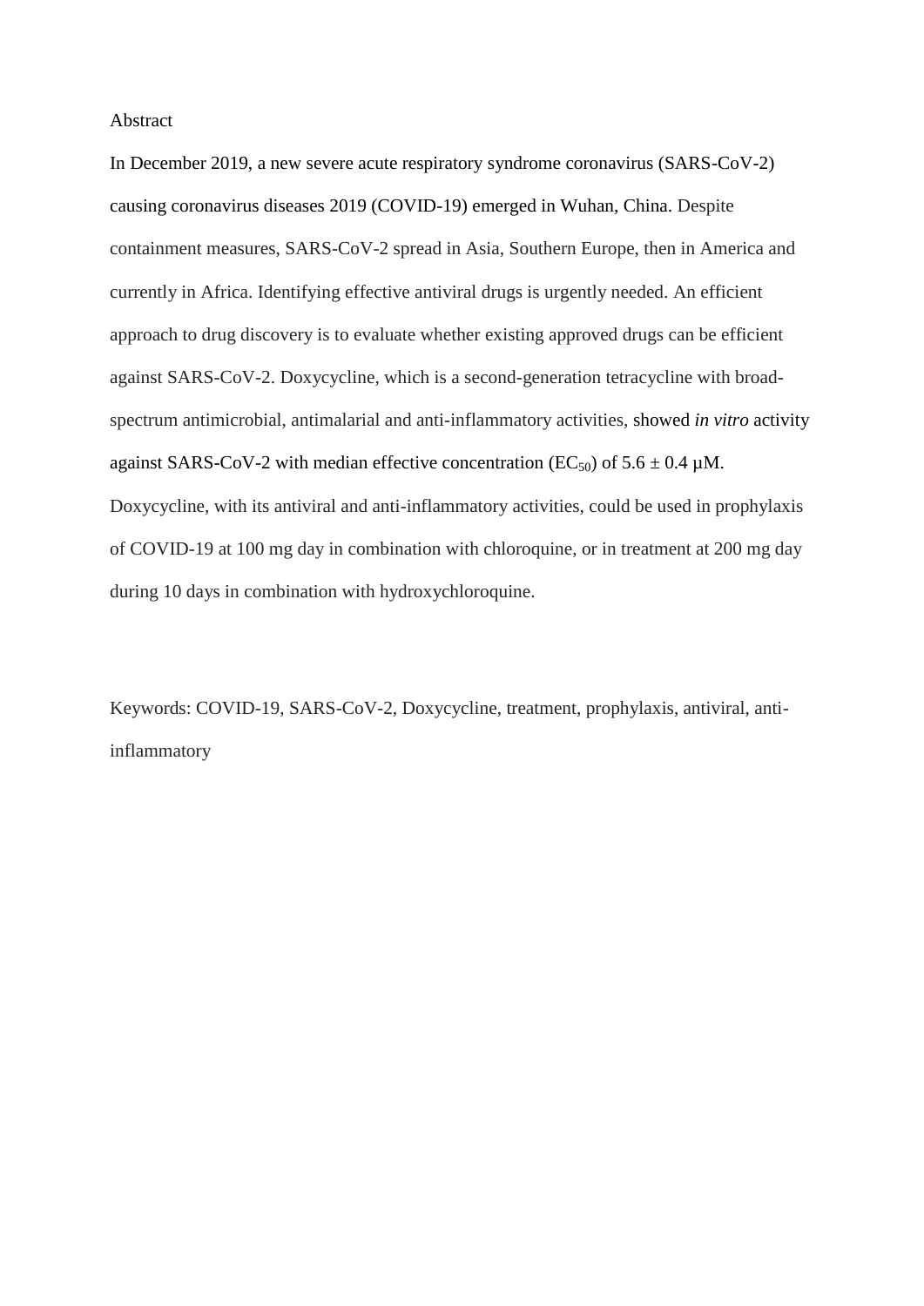## Abstract

In December 2019, a new severe acute respiratory syndrome coronavirus (SARS-CoV-2) causing coronavirus diseases 2019 (COVID-19) emerged in Wuhan, China. Despite containment measures, SARS-CoV-2 spread in Asia, Southern Europe, then in America and currently in Africa. Identifying effective antiviral drugs is urgently needed. An efficient approach to drug discovery is to evaluate whether existing approved drugs can be efficient against SARS-CoV-2. Doxycycline, which is a second-generation tetracycline with broad-spectrum antimicrobial, antimalarial and anti-inflammatory activities, showed *in vitro* activity against SARS-CoV-2 with median effective concentration ($EC_{50}$) of $5.6 \pm 0.4$ µM. Doxycycline, with its antiviral and anti-inflammatory activities, could be used in prophylaxis of COVID-19 at 100 mg day in combination with chloroquine, or in treatment at 200 mg day during 10 days in combination with hydroxychloroquine.

Keywords: COVID-19, SARS-CoV-2, Doxycycline, treatment, prophylaxis, antiviral, anti-inflammatory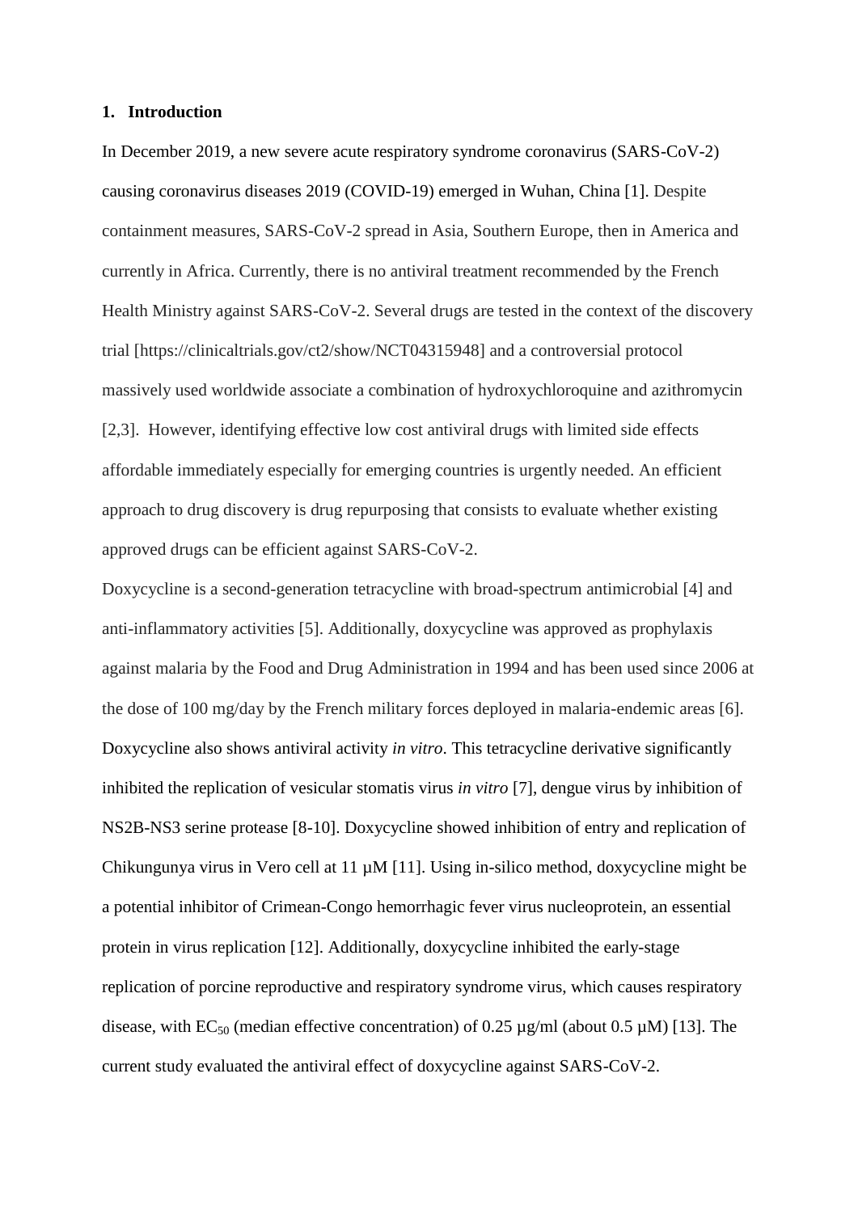## 1. Introduction

In December 2019, a new severe acute respiratory syndrome coronavirus (SARS-CoV-2) causing coronavirus diseases 2019 (COVID-19) emerged in Wuhan, China [1]. Despite containment measures, SARS-CoV-2 spread in Asia, Southern Europe, then in America and currently in Africa. Currently, there is no antiviral treatment recommended by the French Health Ministry against SARS-CoV-2. Several drugs are tested in the context of the discovery trial [https://clinicaltrials.gov/ct2/show/NCT04315948] and a controversial protocol massively used worldwide associate a combination of hydroxychloroquine and azithromycin [2,3]. However, identifying effective low cost antiviral drugs with limited side effects affordable immediately especially for emerging countries is urgently needed. An efficient approach to drug discovery is drug repurposing that consists to evaluate whether existing approved drugs can be efficient against SARS-CoV-2.

Doxycycline is a second-generation tetracycline with broad-spectrum antimicrobial [4] and anti-inflammatory activities [5]. Additionally, doxycycline was approved as prophylaxis against malaria by the Food and Drug Administration in 1994 and has been used since 2006 at the dose of 100 mg/day by the French military forces deployed in malaria-endemic areas [6]. Doxycycline also shows antiviral activity *in vitro*. This tetracycline derivative significantly inhibited the replication of vesicular stomatis virus *in vitro* [7], dengue virus by inhibition of NS2B-NS3 serine protease [8-10]. Doxycycline showed inhibition of entry and replication of Chikungunya virus in Vero cell at 11 µM [11]. Using in-silico method, doxycycline might be a potential inhibitor of Crimean-Congo hemorrhagic fever virus nucleoprotein, an essential protein in virus replication [12]. Additionally, doxycycline inhibited the early-stage replication of porcine reproductive and respiratory syndrome virus, which causes respiratory disease, with $EC_{50}$ (median effective concentration) of 0.25 µg/ml (about 0.5 µM) [13]. The current study evaluated the antiviral effect of doxycycline against SARS-CoV-2.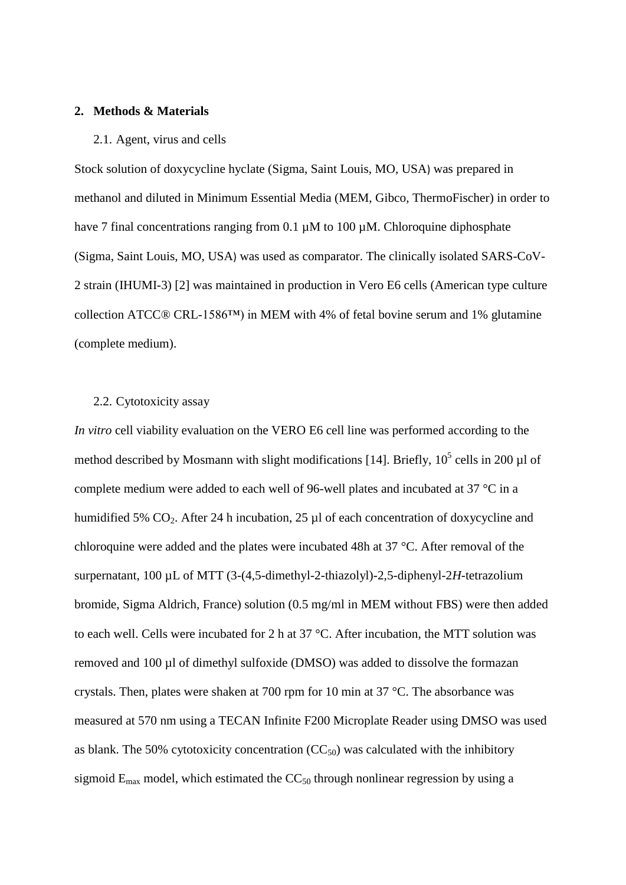## 2. Methods & Materials

### 2.1. Agent, virus and cells

Stock solution of doxycycline hyclate (Sigma, Saint Louis, MO, USA) was prepared in methanol and diluted in Minimum Essential Media (MEM, Gibco, ThermoFischer) in order to have 7 final concentrations ranging from 0.1 µM to 100 µM. Chloroquine diphosphate (Sigma, Saint Louis, MO, USA) was used as comparator. The clinically isolated SARS-CoV-2 strain (IHUMI-3) [2] was maintained in production in Vero E6 cells (American type culture collection ATCC® CRL-1586™) in MEM with 4% of fetal bovine serum and 1% glutamine (complete medium).

### 2.2. Cytotoxicity assay

*In vitro* cell viability evaluation on the VERO E6 cell line was performed according to the method described by Mosmann with slight modifications [14]. Briefly, $10^5$ cells in 200 µl of complete medium were added to each well of 96-well plates and incubated at 37 °C in a humidified 5% $CO_2$. After 24 h incubation, 25 µl of each concentration of doxycycline and chloroquine were added and the plates were incubated 48h at 37 °C. After removal of the surpernatant, 100 µL of MTT (3-(4,5-dimethyl-2-thiazolyl)-2,5-diphenyl-2*H*-tetrazolium bromide, Sigma Aldrich, France) solution (0.5 mg/ml in MEM without FBS) were then added to each well. Cells were incubated for 2 h at 37 °C. After incubation, the MTT solution was removed and 100 µl of dimethyl sulfoxide (DMSO) was added to dissolve the formazan crystals. Then, plates were shaken at 700 rpm for 10 min at 37 °C. The absorbance was measured at 570 nm using a TECAN Infinite F200 Microplate Reader using DMSO was used as blank. The 50% cytotoxicity concentration ($CC_{50}$) was calculated with the inhibitory sigmoid $E_{max}$ model, which estimated the $CC_{50}$ through nonlinear regression by using a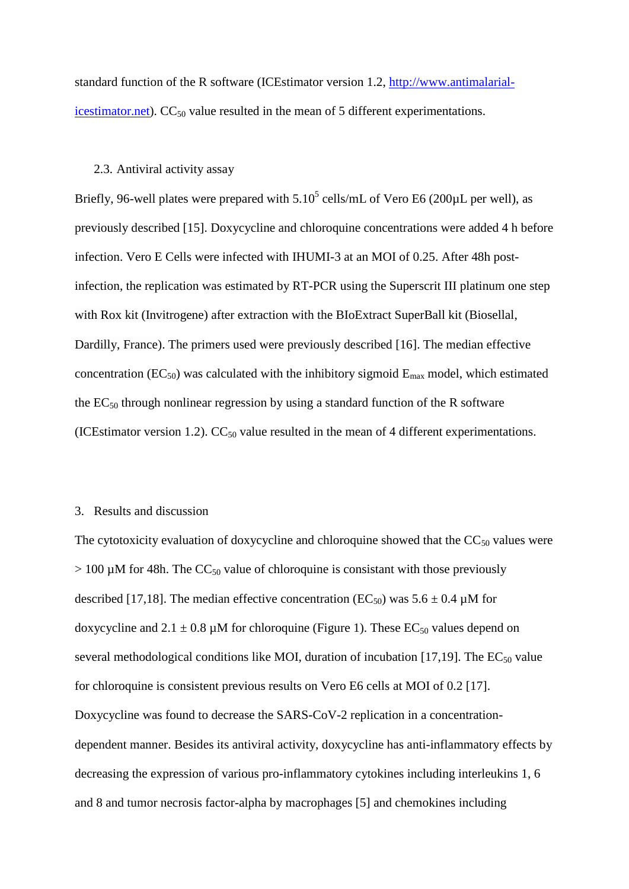standard function of the R software (ICEstimator version 1.2, http://www.antimalarial-icestimator.net). $CC_{50}$ value resulted in the mean of 5 different experimentations.

### 2.3. Antiviral activity assay

Briefly, 96-well plates were prepared with $5.10^5$ cells/mL of Vero E6 (200µL per well), as previously described [15]. Doxycycline and chloroquine concentrations were added 4 h before infection. Vero E Cells were infected with IHUMI-3 at an MOI of 0.25. After 48h post-infection, the replication was estimated by RT-PCR using the Superscrit III platinum one step with Rox kit (Invitrogene) after extraction with the BIoExtract SuperBall kit (Biosellal, Dardilly, France). The primers used were previously described [16]. The median effective concentration ($EC_{50}$) was calculated with the inhibitory sigmoid $E_{max}$ model, which estimated the $EC_{50}$ through nonlinear regression by using a standard function of the R software (ICEstimator version 1.2). $CC_{50}$ value resulted in the mean of 4 different experimentations.

## 3. Results and discussion

The cytotoxicity evaluation of doxycycline and chloroquine showed that the $CC_{50}$ values were > 100 µM for 48h. The $CC_{50}$ value of chloroquine is consistant with those previously described [17,18]. The median effective concentration ($EC_{50}$) was 5.6 ± 0.4 µM for doxycycline and 2.1 ± 0.8 µM for chloroquine (Figure 1). These $EC_{50}$ values depend on several methodological conditions like MOI, duration of incubation [17,19]. The $EC_{50}$ value for chloroquine is consistent previous results on Vero E6 cells at MOI of 0.2 [17]. Doxycycline was found to decrease the SARS-CoV-2 replication in a concentration-dependent manner. Besides its antiviral activity, doxycycline has anti-inflammatory effects by decreasing the expression of various pro-inflammatory cytokines including interleukins 1, 6 and 8 and tumor necrosis factor-alpha by macrophages [5] and chemokines including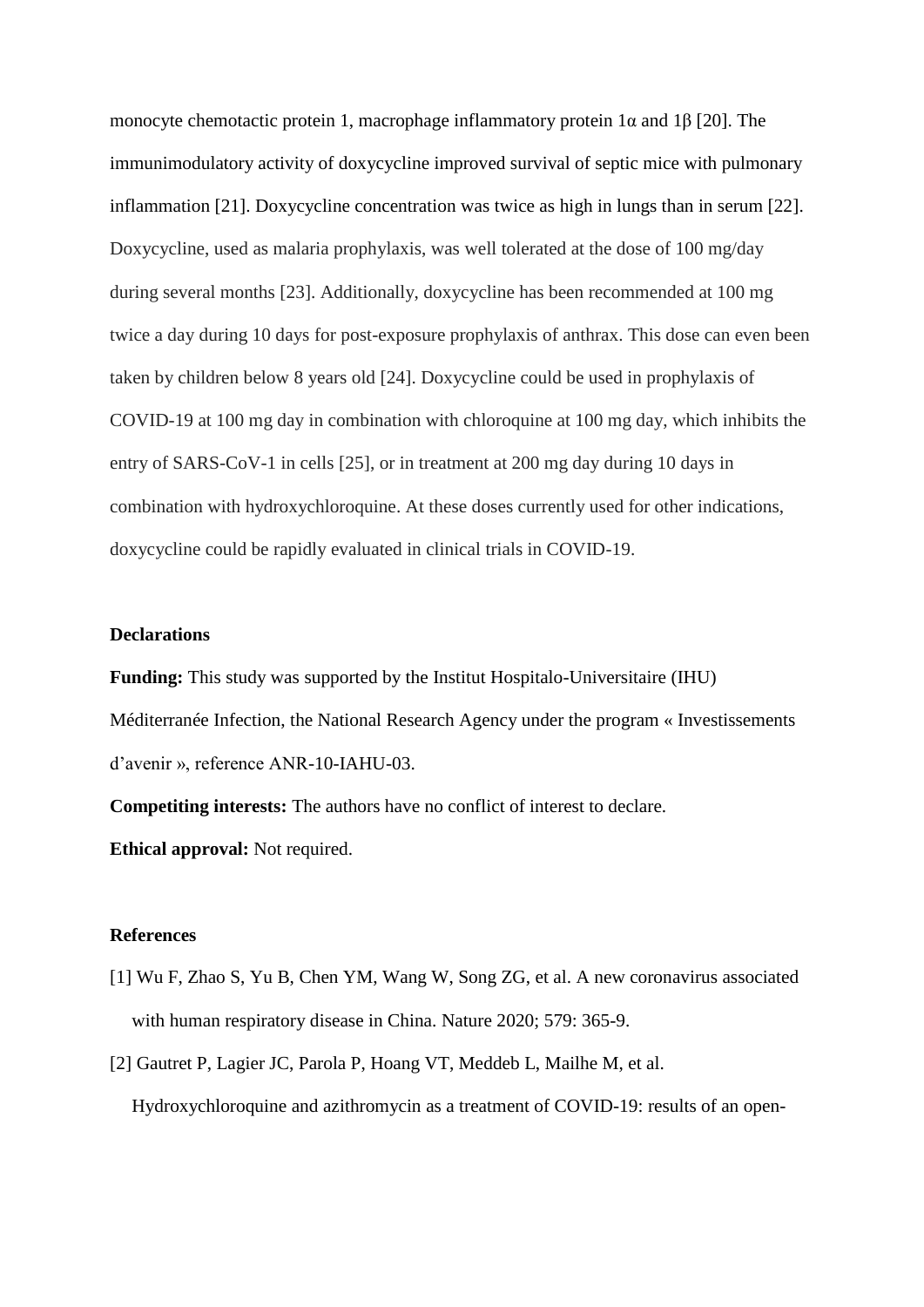monocyte chemotactic protein 1, macrophage inflammatory protein 1α and 1β [20]. The immunimodulatory activity of doxycycline improved survival of septic mice with pulmonary inflammation [21]. Doxycycline concentration was twice as high in lungs than in serum [22]. Doxycycline, used as malaria prophylaxis, was well tolerated at the dose of 100 mg/day during several months [23]. Additionally, doxycycline has been recommended at 100 mg twice a day during 10 days for post-exposure prophylaxis of anthrax. This dose can even been taken by children below 8 years old [24]. Doxycycline could be used in prophylaxis of COVID-19 at 100 mg day in combination with chloroquine at 100 mg day, which inhibits the entry of SARS-CoV-1 in cells [25], or in treatment at 200 mg day during 10 days in combination with hydroxychloroquine. At these doses currently used for other indications, doxycycline could be rapidly evaluated in clinical trials in COVID-19.

## Declarations

**Funding:** This study was supported by the Institut Hospitalo-Universitaire (IHU) Méditerranée Infection, the National Research Agency under the program « Investissements d'avenir », reference ANR-10-IAHU-03.

**Competiting interests:** The authors have no conflict of interest to declare.

**Ethical approval:** Not required.

## References

[1] Wu F, Zhao S, Yu B, Chen YM, Wang W, Song ZG, et al. A new coronavirus associated with human respiratory disease in China. Nature 2020; 579: 365-9.

[2] Gautret P, Lagier JC, Parola P, Hoang VT, Meddeb L, Mailhe M, et al. Hydroxychloroquine and azithromycin as a treatment of COVID-19: results of an open-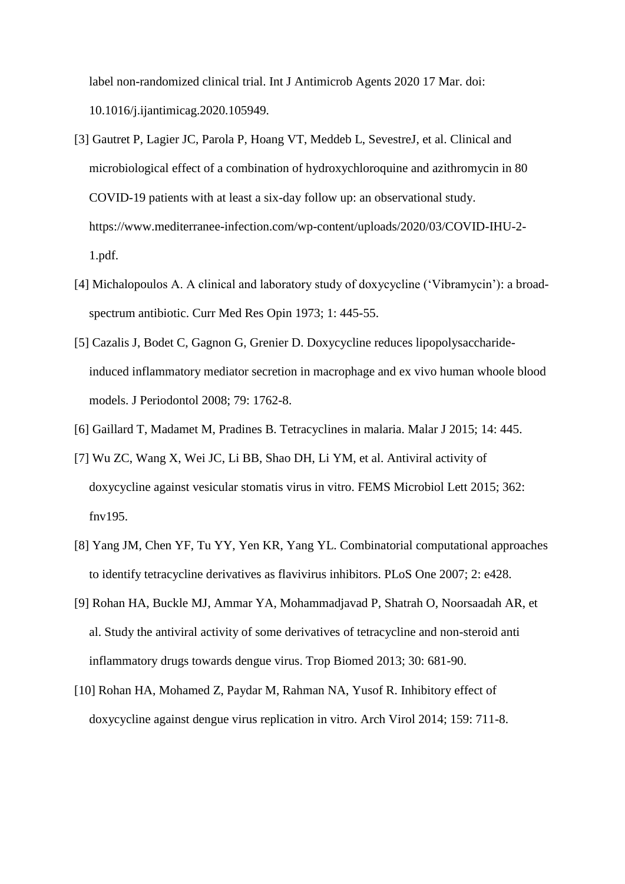label non-randomized clinical trial. Int J Antimicrob Agents 2020 17 Mar. doi: 10.1016/j.ijantimicag.2020.105949.

[3] Gautret P, Lagier JC, Parola P, Hoang VT, Meddeb L, SevestreJ, et al. Clinical and microbiological effect of a combination of hydroxychloroquine and azithromycin in 80 COVID-19 patients with at least a six-day follow up: an observational study. https://www.mediterranee-infection.com/wp-content/uploads/2020/03/COVID-IHU-2-1.pdf.

[4] Michalopoulos A. A clinical and laboratory study of doxycycline ('Vibramycin'): a broad-spectrum antibiotic. Curr Med Res Opin 1973; 1: 445-55.

[5] Cazalis J, Bodet C, Gagnon G, Grenier D. Doxycycline reduces lipopolysaccharide-induced inflammatory mediator secretion in macrophage and ex vivo human whoole blood models. J Periodontol 2008; 79: 1762-8.

[6] Gaillard T, Madamet M, Pradines B. Tetracyclines in malaria. Malar J 2015; 14: 445.

[7] Wu ZC, Wang X, Wei JC, Li BB, Shao DH, Li YM, et al. Antiviral activity of doxycycline against vesicular stomatis virus in vitro. FEMS Microbiol Lett 2015; 362: fnv195.

[8] Yang JM, Chen YF, Tu YY, Yen KR, Yang YL. Combinatorial computational approaches to identify tetracycline derivatives as flavivirus inhibitors. PLoS One 2007; 2: e428.

[9] Rohan HA, Buckle MJ, Ammar YA, Mohammadjavad P, Shatrah O, Noorsaadah AR, et al. Study the antiviral activity of some derivatives of tetracycline and non-steroid anti inflammatory drugs towards dengue virus. Trop Biomed 2013; 30: 681-90.

[10] Rohan HA, Mohamed Z, Paydar M, Rahman NA, Yusof R. Inhibitory effect of doxycycline against dengue virus replication in vitro. Arch Virol 2014; 159: 711-8.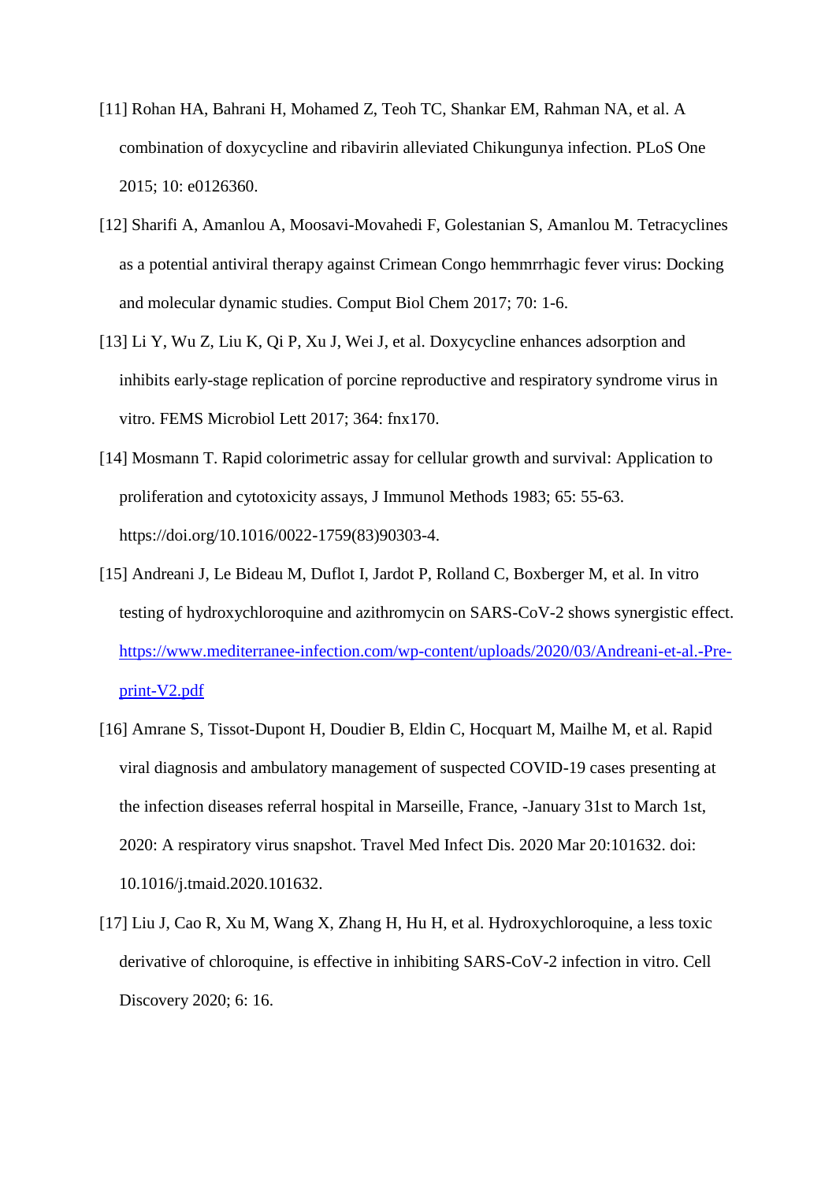[11] Rohan HA, Bahrani H, Mohamed Z, Teoh TC, Shankar EM, Rahman NA, et al. A combination of doxycycline and ribavirin alleviated Chikungunya infection. PLoS One 2015; 10: e0126360.

[12] Sharifi A, Amanlou A, Moosavi-Movahedi F, Golestanian S, Amanlou M. Tetracyclines as a potential antiviral therapy against Crimean Congo hemmrrhagic fever virus: Docking and molecular dynamic studies. Comput Biol Chem 2017; 70: 1-6.

[13] Li Y, Wu Z, Liu K, Qi P, Xu J, Wei J, et al. Doxycycline enhances adsorption and inhibits early-stage replication of porcine reproductive and respiratory syndrome virus in vitro. FEMS Microbiol Lett 2017; 364: fnx170.

[14] Mosmann T. Rapid colorimetric assay for cellular growth and survival: Application to proliferation and cytotoxicity assays, J Immunol Methods 1983; 65: 55-63. https://doi.org/10.1016/0022-1759(83)90303-4.

[15] Andreani J, Le Bideau M, Duflot I, Jardot P, Rolland C, Boxberger M, et al. In vitro testing of hydroxychloroquine and azithromycin on SARS-CoV-2 shows synergistic effect. https://www.mediterranee-infection.com/wp-content/uploads/2020/03/Andreani-et-al.-Pre-print-V2.pdf

[16] Amrane S, Tissot-Dupont H, Doudier B, Eldin C, Hocquart M, Mailhe M, et al. Rapid viral diagnosis and ambulatory management of suspected COVID-19 cases presenting at the infection diseases referral hospital in Marseille, France, -January 31st to March 1st, 2020: A respiratory virus snapshot. Travel Med Infect Dis. 2020 Mar 20:101632. doi: 10.1016/j.tmaid.2020.101632.

[17] Liu J, Cao R, Xu M, Wang X, Zhang H, Hu H, et al. Hydroxychloroquine, a less toxic derivative of chloroquine, is effective in inhibiting SARS-CoV-2 infection in vitro. Cell Discovery 2020; 6: 16.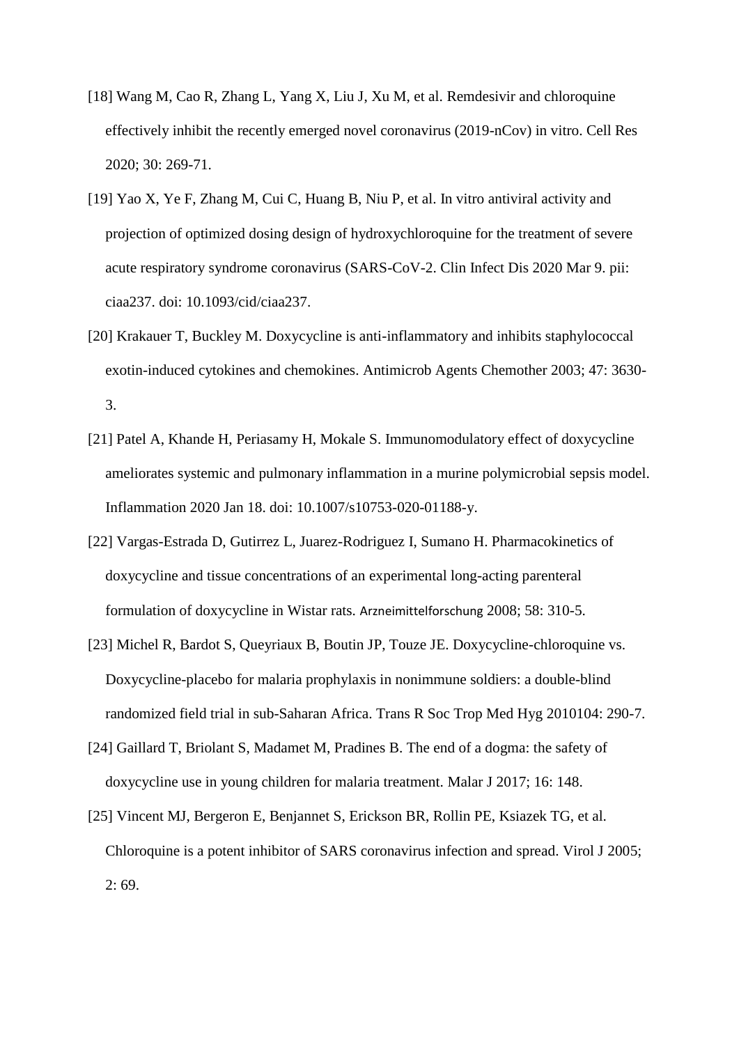[18] Wang M, Cao R, Zhang L, Yang X, Liu J, Xu M, et al. Remdesivir and chloroquine effectively inhibit the recently emerged novel coronavirus (2019-nCov) in vitro. Cell Res 2020; 30: 269-71.

[19] Yao X, Ye F, Zhang M, Cui C, Huang B, Niu P, et al. In vitro antiviral activity and projection of optimized dosing design of hydroxychloroquine for the treatment of severe acute respiratory syndrome coronavirus (SARS-CoV-2. Clin Infect Dis 2020 Mar 9. pii: ciaa237. doi: 10.1093/cid/ciaa237.

[20] Krakauer T, Buckley M. Doxycycline is anti-inflammatory and inhibits staphylococcal exotin-induced cytokines and chemokines. Antimicrob Agents Chemother 2003; 47: 3630-3.

[21] Patel A, Khande H, Periasamy H, Mokale S. Immunomodulatory effect of doxycycline ameliorates systemic and pulmonary inflammation in a murine polymicrobial sepsis model. Inflammation 2020 Jan 18. doi: 10.1007/s10753-020-01188-y.

[22] Vargas-Estrada D, Gutirrez L, Juarez-Rodriguez I, Sumano H. Pharmacokinetics of doxycycline and tissue concentrations of an experimental long-acting parenteral formulation of doxycycline in Wistar rats. Arzneimittelforschung 2008; 58: 310-5.

[23] Michel R, Bardot S, Queyriaux B, Boutin JP, Touze JE. Doxycycline-chloroquine vs. Doxycycline-placebo for malaria prophylaxis in nonimmune soldiers: a double-blind randomized field trial in sub-Saharan Africa. Trans R Soc Trop Med Hyg 2010104: 290-7.

[24] Gaillard T, Briolant S, Madamet M, Pradines B. The end of a dogma: the safety of doxycycline use in young children for malaria treatment. Malar J 2017; 16: 148.

[25] Vincent MJ, Bergeron E, Benjannet S, Erickson BR, Rollin PE, Ksiazek TG, et al. Chloroquine is a potent inhibitor of SARS coronavirus infection and spread. Virol J 2005; 2: 69.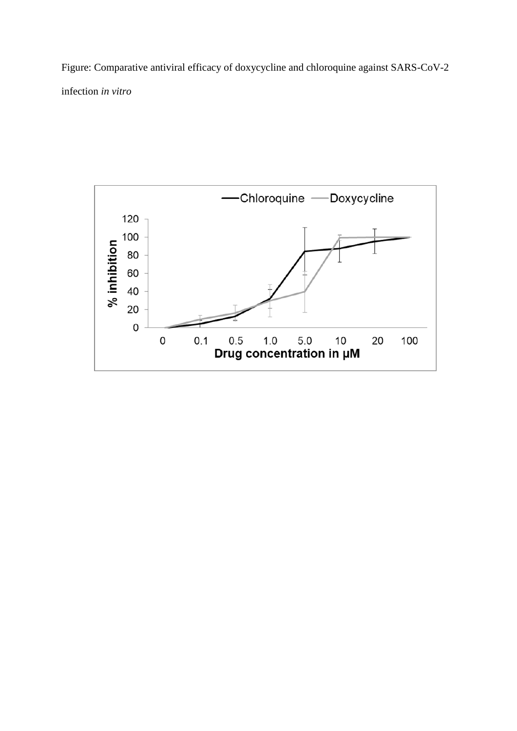Figure: Comparative antiviral efficacy of doxycycline and chloroquine against SARS-CoV-2 infection *in vitro*

Chloroquine
Doxycycline

% inhibition

120
100
80
60
40
20
0

0 0.1 0.5 1.0 5.0 10 20 100

Drug concentration in µM